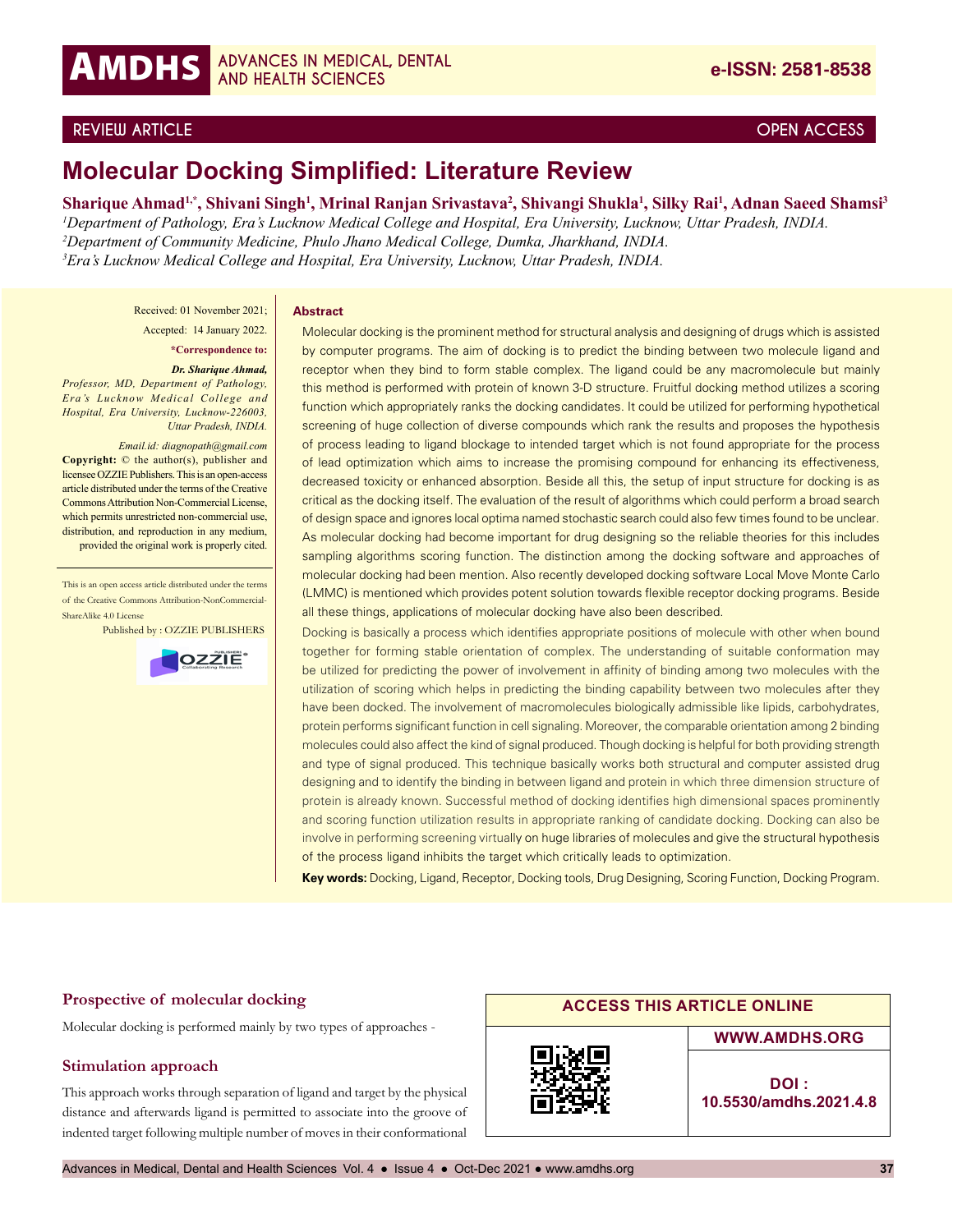REVIEW ARTICLE

OPEN ACCESS

# Molecular Docking Simplified: Literature Review

**Sharique Ahmad[1,*], Shivani Singh[1], Mrinal Ranjan Srivastava[2], Shivangi Shukla[1], Silky Rai[1], Adnan Saeed Shamsi[3]**

[1]*Department of Pathology, Era's Lucknow Medical College and Hospital, Era University, Lucknow, Uttar Pradesh, INDIA.*
[2]*Department of Community Medicine, Phulo Jhano Medical College, Dumka, Jharkhand, INDIA.*
[3]*Era's Lucknow Medical College and Hospital, Era University, Lucknow, Uttar Pradesh, INDIA.*

Received: 01 November 2021;
Accepted: 14 January 2022.

**\*Correspondence to:**

***Dr. Sharique Ahmad,***
*Professor, MD, Department of Pathology, Era's Lucknow Medical College and Hospital, Era University, Lucknow-226003, Uttar Pradesh, INDIA.*

*Email.id: diagnopath@gmail.com*

**Copyright:** © the author(s), publisher and licensee OZZIE Publishers. This is an open-access article distributed under the terms of the Creative Commons Attribution Non-Commercial License, which permits unrestricted non-commercial use, distribution, and reproduction in any medium, provided the original work is properly cited.

This is an open access article distributed under the terms of the Creative Commons Attribution-NonCommercial-ShareAlike 4.0 License

Published by : OZZIE PUBLISHERS

**Abstract**

Molecular docking is the prominent method for structural analysis and designing of drugs which is assisted by computer programs. The aim of docking is to predict the binding between two molecule ligand and receptor when they bind to form stable complex. The ligand could be any macromolecule but mainly this method is performed with protein of known 3-D structure. Fruitful docking method utilizes a scoring function which appropriately ranks the docking candidates. It could be utilized for performing hypothetical screening of huge collection of diverse compounds which rank the results and proposes the hypothesis of process leading to ligand blockage to intended target which is not found appropriate for the process of lead optimization which aims to increase the promising compound for enhancing its effectiveness, decreased toxicity or enhanced absorption. Beside all this, the setup of input structure for docking is as critical as the docking itself. The evaluation of the result of algorithms which could perform a broad search of design space and ignores local optima named stochastic search could also few times found to be unclear. As molecular docking had become important for drug designing so the reliable theories for this includes sampling algorithms scoring function. The distinction among the docking software and approaches of molecular docking had been mention. Also recently developed docking software Local Move Monte Carlo (LMMC) is mentioned which provides potent solution towards flexible receptor docking programs. Beside all these things, applications of molecular docking have also been described.

Docking is basically a process which identifies appropriate positions of molecule with other when bound together for forming stable orientation of complex. The understanding of suitable conformation may be utilized for predicting the power of involvement in affinity of binding among two molecules with the utilization of scoring which helps in predicting the binding capability between two molecules after they have been docked. The involvement of macromolecules biologically admissible like lipids, carbohydrates, protein performs significant function in cell signaling. Moreover, the comparable orientation among 2 binding molecules could also affect the kind of signal produced. Though docking is helpful for both providing strength and type of signal produced. This technique basically works both structural and computer assisted drug designing and to identify the binding in between ligand and protein in which three dimension structure of protein is already known. Successful method of docking identifies high dimensional spaces prominently and scoring function utilization results in appropriate ranking of candidate docking. Docking can also be involve in performing screening virtually on huge libraries of molecules and give the structural hypothesis of the process ligand inhibits the target which critically leads to optimization.

**Key words:** Docking, Ligand, Receptor, Docking tools, Drug Designing, Scoring Function, Docking Program.

## Prospective of molecular docking

Molecular docking is performed mainly by two types of approaches -

### Stimulation approach

This approach works through separation of ligand and target by the physical distance and afterwards ligand is permitted to associate into the groove of indented target following multiple number of moves in their conformational

**ACCESS THIS ARTICLE ONLINE**

**WWW.AMDHS.ORG**

**DOI : 10.5530/amdhs.2021.4.8**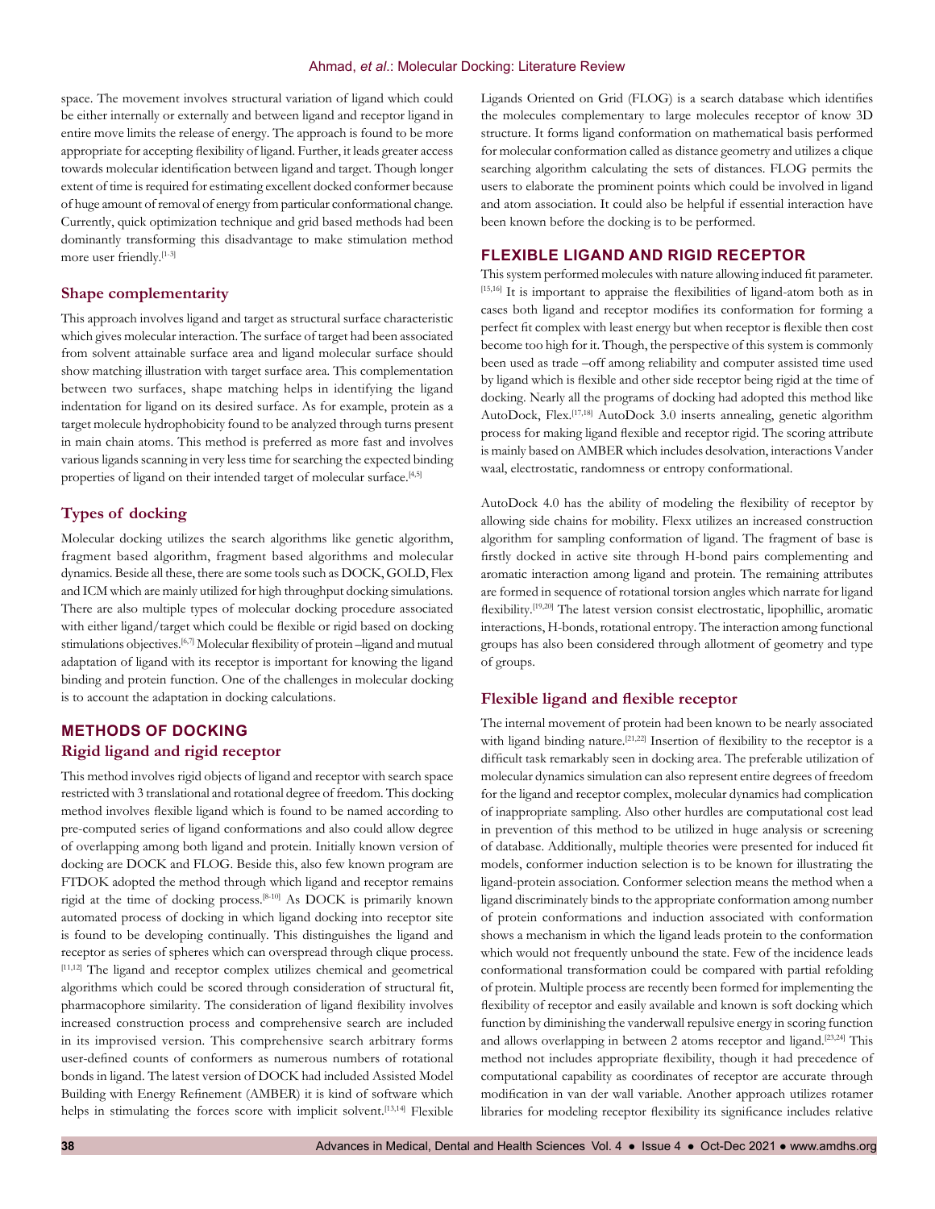space. The movement involves structural variation of ligand which could be either internally or externally and between ligand and receptor ligand in entire move limits the release of energy. The approach is found to be more appropriate for accepting flexibility of ligand. Further, it leads greater access towards molecular identification between ligand and target. Though longer extent of time is required for estimating excellent docked conformer because of huge amount of removal of energy from particular conformational change. Currently, quick optimization technique and grid based methods had been dominantly transforming this disadvantage to make stimulation method more user friendly.[1-3]

### Shape complementarity

This approach involves ligand and target as structural surface characteristic which gives molecular interaction. The surface of target had been associated from solvent attainable surface area and ligand molecular surface should show matching illustration with target surface area. This complementation between two surfaces, shape matching helps in identifying the ligand indentation for ligand on its desired surface. As for example, protein as a target molecule hydrophobicity found to be analyzed through turns present in main chain atoms. This method is preferred as more fast and involves various ligands scanning in very less time for searching the expected binding properties of ligand on their intended target of molecular surface.[4,5]

### Types of docking

Molecular docking utilizes the search algorithms like genetic algorithm, fragment based algorithm, fragment based algorithms and molecular dynamics. Beside all these, there are some tools such as DOCK, GOLD, Flex and ICM which are mainly utilized for high throughput docking simulations. There are also multiple types of molecular docking procedure associated with either ligand/target which could be flexible or rigid based on docking stimulations objectives.[6,7] Molecular flexibility of protein –ligand and mutual adaptation of ligand with its receptor is important for knowing the ligand binding and protein function. One of the challenges in molecular docking is to account the adaptation in docking calculations.

## METHODS OF DOCKING

### Rigid ligand and rigid receptor

This method involves rigid objects of ligand and receptor with search space restricted with 3 translational and rotational degree of freedom. This docking method involves flexible ligand which is found to be named according to pre-computed series of ligand conformations and also could allow degree of overlapping among both ligand and protein. Initially known version of docking are DOCK and FLOG. Beside this, also few known program are FTDOK adopted the method through which ligand and receptor remains rigid at the time of docking process.[8-10] As DOCK is primarily known automated process of docking in which ligand docking into receptor site is found to be developing continually. This distinguishes the ligand and receptor as series of spheres which can overspread through clique process.[11,12] The ligand and receptor complex utilizes chemical and geometrical algorithms which could be scored through consideration of structural fit, pharmacophore similarity. The consideration of ligand flexibility involves increased construction process and comprehensive search are included in its improvised version. This comprehensive search arbitrary forms user-defined counts of conformers as numerous numbers of rotational bonds in ligand. The latest version of DOCK had included Assisted Model Building with Energy Refinement (AMBER) it is kind of software which helps in stimulating the forces score with implicit solvent.[13,14] Flexible Ligands Oriented on Grid (FLOG) is a search database which identifies the molecules complementary to large molecules receptor of know 3D structure. It forms ligand conformation on mathematical basis performed for molecular conformation called as distance geometry and utilizes a clique searching algorithm calculating the sets of distances. FLOG permits the users to elaborate the prominent points which could be involved in ligand and atom association. It could also be helpful if essential interaction have been known before the docking is to be performed.

## FLEXIBLE LIGAND AND RIGID RECEPTOR

This system performed molecules with nature allowing induced fit parameter.[15,16] It is important to appraise the flexibilities of ligand-atom both as in cases both ligand and receptor modifies its conformation for forming a perfect fit complex with least energy but when receptor is flexible then cost become too high for it. Though, the perspective of this system is commonly been used as trade –off among reliability and computer assisted time used by ligand which is flexible and other side receptor being rigid at the time of docking. Nearly all the programs of docking had adopted this method like AutoDock, Flex.[17,18] AutoDock 3.0 inserts annealing, genetic algorithm process for making ligand flexible and receptor rigid. The scoring attribute is mainly based on AMBER which includes desolvation, interactions Vander waal, electrostatic, randomness or entropy conformational.

AutoDock 4.0 has the ability of modeling the flexibility of receptor by allowing side chains for mobility. Flexx utilizes an increased construction algorithm for sampling conformation of ligand. The fragment of base is firstly docked in active site through H-bond pairs complementing and aromatic interaction among ligand and protein. The remaining attributes are formed in sequence of rotational torsion angles which narrate for ligand flexibility.[19,20] The latest version consist electrostatic, lipophillic, aromatic interactions, H-bonds, rotational entropy. The interaction among functional groups has also been considered through allotment of geometry and type of groups.

### Flexible ligand and flexible receptor

The internal movement of protein had been known to be nearly associated with ligand binding nature.[21,22] Insertion of flexibility to the receptor is a difficult task remarkably seen in docking area. The preferable utilization of molecular dynamics simulation can also represent entire degrees of freedom for the ligand and receptor complex, molecular dynamics had complication of inappropriate sampling. Also other hurdles are computational cost lead in prevention of this method to be utilized in huge analysis or screening of database. Additionally, multiple theories were presented for induced fit models, conformer induction selection is to be known for illustrating the ligand-protein association. Conformer selection means the method when a ligand discriminately binds to the appropriate conformation among number of protein conformations and induction associated with conformation shows a mechanism in which the ligand leads protein to the conformation which would not frequently unbound the state. Few of the incidence leads conformational transformation could be compared with partial refolding of protein. Multiple process are recently been formed for implementing the flexibility of receptor and easily available and known is soft docking which function by diminishing the vanderwall repulsive energy in scoring function and allows overlapping in between 2 atoms receptor and ligand.[23,24] This method not includes appropriate flexibility, though it had precedence of computational capability as coordinates of receptor are accurate through modification in van der wall variable. Another approach utilizes rotamer libraries for modeling receptor flexibility its significance includes relative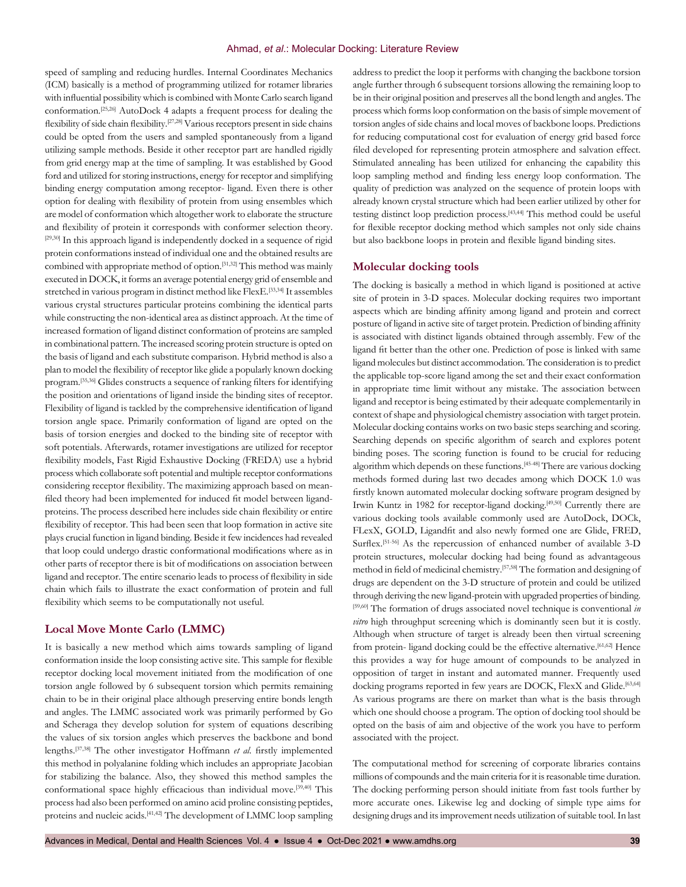speed of sampling and reducing hurdles. Internal Coordinates Mechanics (ICM) basically is a method of programming utilized for rotamer libraries with influential possibility which is combined with Monte Carlo search ligand conformation.[25,26] AutoDock 4 adapts a frequent process for dealing the flexibility of side chain flexibility.[27,28] Various receptors present in side chains could be opted from the users and sampled spontaneously from a ligand utilizing sample methods. Beside it other receptor part are handled rigidly from grid energy map at the time of sampling. It was established by Good ford and utilized for storing instructions, energy for receptor and simplifying binding energy computation among receptor- ligand. Even there is other option for dealing with flexibility of protein from using ensembles which are model of conformation which altogether work to elaborate the structure and flexibility of protein it corresponds with conformer selection theory.[29,30] In this approach ligand is independently docked in a sequence of rigid protein conformations instead of individual one and the obtained results are combined with appropriate method of option.[31,32] This method was mainly executed in DOCK, it forms an average potential energy grid of ensemble and stretched in various program in distinct method like FlexE.[33,34] It assembles various crystal structures particular proteins combining the identical parts while constructing the non-identical area as distinct approach. At the time of increased formation of ligand distinct conformation of proteins are sampled in combinational pattern. The increased scoring protein structure is opted on the basis of ligand and each substitute comparison. Hybrid method is also a plan to model the flexibility of receptor like glide a popularly known docking program.[35,36] Glides constructs a sequence of ranking filters for identifying the position and orientations of ligand inside the binding sites of receptor. Flexibility of ligand is tackled by the comprehensive identification of ligand torsion angle space. Primarily conformation of ligand are opted on the basis of torsion energies and docked to the binding site of receptor with soft potentials. Afterwards, rotamer investigations are utilized for receptor flexibility models, Fast Rigid Exhaustive Docking (FREDA) use a hybrid process which collaborate soft potential and multiple receptor conformations considering receptor flexibility. The maximizing approach based on mean-filed theory had been implemented for induced fit model between ligand-proteins. The process described here includes side chain flexibility or entire flexibility of receptor. This had been seen that loop formation in active site plays crucial function in ligand binding. Beside it few incidences had revealed that loop could undergo drastic conformational modifications where as in other parts of receptor there is bit of modifications on association between ligand and receptor. The entire scenario leads to process of flexibility in side chain which fails to illustrate the exact conformation of protein and full flexibility which seems to be computationally not useful.

## Local Move Monte Carlo (LMMC)

It is basically a new method which aims towards sampling of ligand conformation inside the loop consisting active site. This sample for flexible receptor docking local movement initiated from the modification of one torsion angle followed by 6 subsequent torsion which permits remaining chain to be in their original place although preserving entire bonds length and angles. The LMMC associated work was primarily performed by Go and Scheraga they develop solution for system of equations describing the values of six torsion angles which preserves the backbone and bond lengths.[37,38] The other investigator Hoffmann *et al.* firstly implemented this method in polyalanine folding which includes an appropriate Jacobian for stabilizing the balance. Also, they showed this method samples the conformational space highly efficacious than individual move.[39,40] This process had also been performed on amino acid proline consisting peptides, proteins and nucleic acids.[41,42] The development of LMMC loop sampling address to predict the loop it performs with changing the backbone torsion angle further through 6 subsequent torsions allowing the remaining loop to be in their original position and preserves all the bond length and angles. The process which forms loop conformation on the basis of simple movement of torsion angles of side chains and local moves of backbone loops. Predictions for reducing computational cost for evaluation of energy grid based force filed developed for representing protein atmosphere and salvation effect. Stimulated annealing has been utilized for enhancing the capability this loop sampling method and finding less energy loop conformation. The quality of prediction was analyzed on the sequence of protein loops with already known crystal structure which had been earlier utilized by other for testing distinct loop prediction process.[43,44] This method could be useful for flexible receptor docking method which samples not only side chains but also backbone loops in protein and flexible ligand binding sites.

## Molecular docking tools

The docking is basically a method in which ligand is positioned at active site of protein in 3-D spaces. Molecular docking requires two important aspects which are binding affinity among ligand and protein and correct posture of ligand in active site of target protein. Prediction of binding affinity is associated with distinct ligands obtained through assembly. Few of the ligand fit better than the other one. Prediction of pose is linked with same ligand molecules but distinct accommodation. The consideration is to predict the applicable top-score ligand among the set and their exact conformation in appropriate time limit without any mistake. The association between ligand and receptor is being estimated by their adequate complementarily in context of shape and physiological chemistry association with target protein. Molecular docking contains works on two basic steps searching and scoring. Searching depends on specific algorithm of search and explores potent binding poses. The scoring function is found to be crucial for reducing algorithm which depends on these functions.[45-48] There are various docking methods formed during last two decades among which DOCK 1.0 was firstly known automated molecular docking software program designed by Irwin Kuntz in 1982 for receptor-ligand docking.[49,50] Currently there are various docking tools available commonly used are AutoDock, DOCk, FLexX, GOLD, Ligandfit and also newly formed one are Glide, FRED, Surflex.[51-56] As the repercussion of enhanced number of available 3-D protein structures, molecular docking had being found as advantageous method in field of medicinal chemistry.[57,58] The formation and designing of drugs are dependent on the 3-D structure of protein and could be utilized through deriving the new ligand-protein with upgraded properties of binding.[59,60] The formation of drugs associated novel technique is conventional *in vitro* high throughput screening which is dominantly seen but it is costly. Although when structure of target is already been then virtual screening from protein- ligand docking could be the effective alternative.[61,62] Hence this provides a way for huge amount of compounds to be analyzed in opposition of target in instant and automated manner. Frequently used docking programs reported in few years are DOCK, FlexX and Glide.[63,64] As various programs are there on market than what is the basis through which one should choose a program. The option of docking tool should be opted on the basis of aim and objective of the work you have to perform associated with the project.

The computational method for screening of corporate libraries contains millions of compounds and the main criteria for it is reasonable time duration. The docking performing person should initiate from fast tools further by more accurate ones. Likewise leg and docking of simple type aims for designing drugs and its improvement needs utilization of suitable tool. In last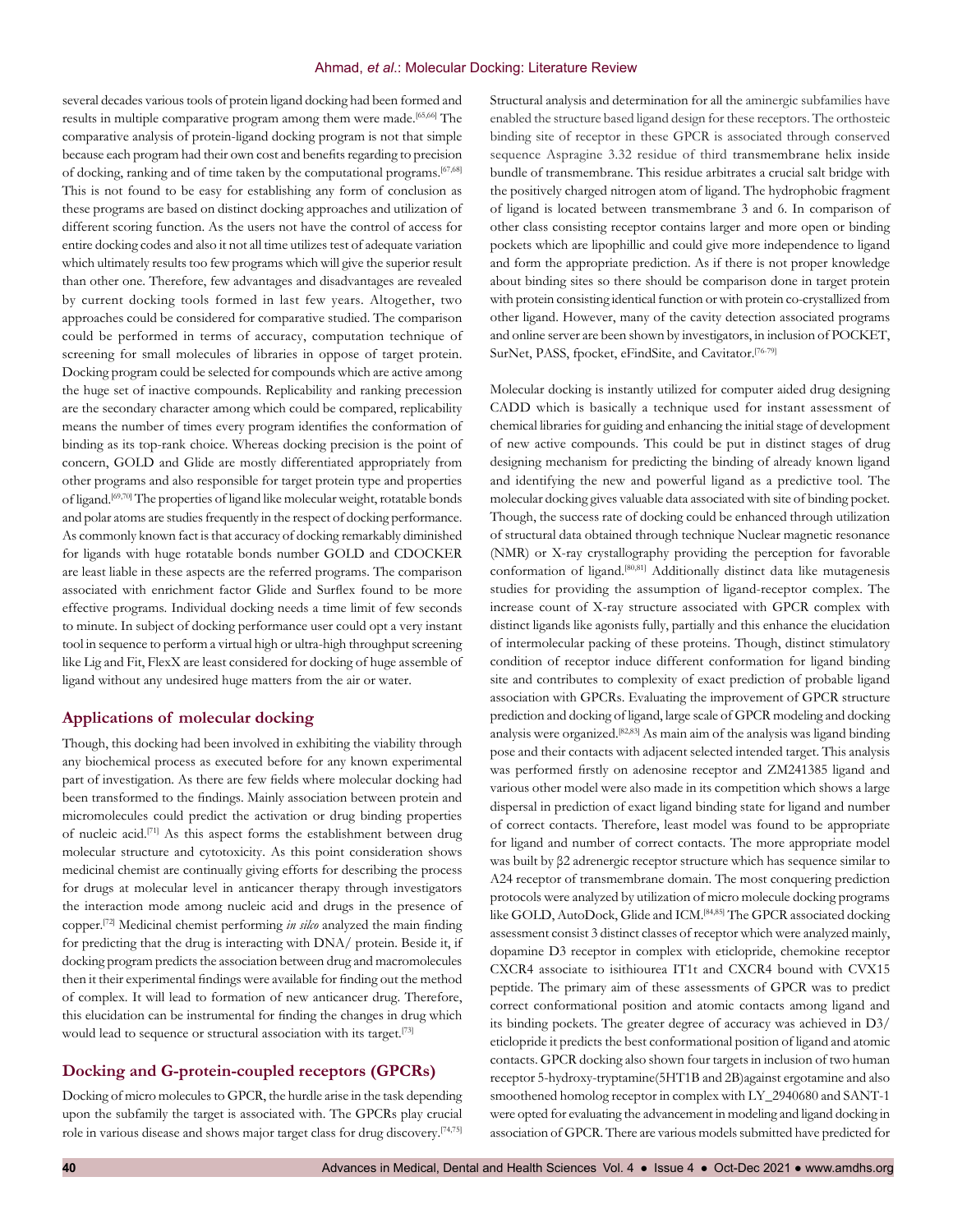several decades various tools of protein ligand docking had been formed and results in multiple comparative program among them were made.[65,66] The comparative analysis of protein-ligand docking program is not that simple because each program had their own cost and benefits regarding to precision of docking, ranking and of time taken by the computational programs.[67,68] This is not found to be easy for establishing any form of conclusion as these programs are based on distinct docking approaches and utilization of different scoring function. As the users not have the control of access for entire docking codes and also it not all time utilizes test of adequate variation which ultimately results too few programs which will give the superior result than other one. Therefore, few advantages and disadvantages are revealed by current docking tools formed in last few years. Altogether, two approaches could be considered for comparative studied. The comparison could be performed in terms of accuracy, computation technique of screening for small molecules of libraries in oppose of target protein. Docking program could be selected for compounds which are active among the huge set of inactive compounds. Replicability and ranking precession are the secondary character among which could be compared, replicability means the number of times every program identifies the conformation of binding as its top-rank choice. Whereas docking precision is the point of concern, GOLD and Glide are mostly differentiated appropriately from other programs and also responsible for target protein type and properties of ligand.[69,70] The properties of ligand like molecular weight, rotatable bonds and polar atoms are studies frequently in the respect of docking performance. As commonly known fact is that accuracy of docking remarkably diminished for ligands with huge rotatable bonds number GOLD and CDOCKER are least liable in these aspects are the referred programs. The comparison associated with enrichment factor Glide and Surflex found to be more effective programs. Individual docking needs a time limit of few seconds to minute. In subject of docking performance user could opt a very instant tool in sequence to perform a virtual high or ultra-high throughput screening like Lig and Fit, FlexX are least considered for docking of huge assemble of ligand without any undesired huge matters from the air or water.

## Applications of molecular docking

Though, this docking had been involved in exhibiting the viability through any biochemical process as executed before for any known experimental part of investigation. As there are few fields where molecular docking had been transformed to the findings. Mainly association between protein and micromolecules could predict the activation or drug binding properties of nucleic acid.[71] As this aspect forms the establishment between drug molecular structure and cytotoxicity. As this point consideration shows medicinal chemist are continually giving efforts for describing the process for drugs at molecular level in anticancer therapy through investigators the interaction mode among nucleic acid and drugs in the presence of copper.[72] Medicinal chemist performing *in silco* analyzed the main finding for predicting that the drug is interacting with DNA/ protein. Beside it, if docking program predicts the association between drug and macromolecules then it their experimental findings were available for finding out the method of complex. It will lead to formation of new anticancer drug. Therefore, this elucidation can be instrumental for finding the changes in drug which would lead to sequence or structural association with its target.[73]

## Docking and G-protein-coupled receptors (GPCRs)

Docking of micro molecules to GPCR, the hurdle arise in the task depending upon the subfamily the target is associated with. The GPCRs play crucial role in various disease and shows major target class for drug discovery.[74,75] Structural analysis and determination for all the aminergic subfamilies have enabled the structure based ligand design for these receptors. The orthosteic binding site of receptor in these GPCR is associated through conserved sequence Aspragine 3.32 residue of third transmembrane helix inside bundle of transmembrane. This residue arbitrates a crucial salt bridge with the positively charged nitrogen atom of ligand. The hydrophobic fragment of ligand is located between transmembrane 3 and 6. In comparison of other class consisting receptor contains larger and more open or binding pockets which are lipophillic and could give more independence to ligand and form the appropriate prediction. As if there is not proper knowledge about binding sites so there should be comparison done in target protein with protein consisting identical function or with protein co-crystallized from other ligand. However, many of the cavity detection associated programs and online server are been shown by investigators, in inclusion of POCKET, SurNet, PASS, fpocket, eFindSite, and Cavitator.[76-79]

Molecular docking is instantly utilized for computer aided drug designing CADD which is basically a technique used for instant assessment of chemical libraries for guiding and enhancing the initial stage of development of new active compounds. This could be put in distinct stages of drug designing mechanism for predicting the binding of already known ligand and identifying the new and powerful ligand as a predictive tool. The molecular docking gives valuable data associated with site of binding pocket. Though, the success rate of docking could be enhanced through utilization of structural data obtained through technique Nuclear magnetic resonance (NMR) or X-ray crystallography providing the perception for favorable conformation of ligand.[80,81] Additionally distinct data like mutagenesis studies for providing the assumption of ligand-receptor complex. The increase count of X-ray structure associated with GPCR complex with distinct ligands like agonists fully, partially and this enhance the elucidation of intermolecular packing of these proteins. Though, distinct stimulatory condition of receptor induce different conformation for ligand binding site and contributes to complexity of exact prediction of probable ligand association with GPCRs. Evaluating the improvement of GPCR structure prediction and docking of ligand, large scale of GPCR modeling and docking analysis were organized.[82,83] As main aim of the analysis was ligand binding pose and their contacts with adjacent selected intended target. This analysis was performed firstly on adenosine receptor and ZM241385 ligand and various other model were also made in its competition which shows a large dispersal in prediction of exact ligand binding state for ligand and number of correct contacts. Therefore, least model was found to be appropriate for ligand and number of correct contacts. The more appropriate model was built by β2 adrenergic receptor structure which has sequence similar to A24 receptor of transmembrane domain. The most conquering prediction protocols were analyzed by utilization of micro molecule docking programs like GOLD, AutoDock, Glide and ICM.[84,85] The GPCR associated docking assessment consist 3 distinct classes of receptor which were analyzed mainly, dopamine D3 receptor in complex with eticlopride, chemokine receptor CXCR4 associate to isithiourea IT1t and CXCR4 bound with CVX15 peptide. The primary aim of these assessments of GPCR was to predict correct conformational position and atomic contacts among ligand and its binding pockets. The greater degree of accuracy was achieved in D3/ eticlopride it predicts the best conformational position of ligand and atomic contacts. GPCR docking also shown four targets in inclusion of two human receptor 5-hydroxy-tryptamine(5HT1B and 2B)against ergotamine and also smoothened homolog receptor in complex with LY_2940680 and SANT-1 were opted for evaluating the advancement in modeling and ligand docking in association of GPCR. There are various models submitted have predicted for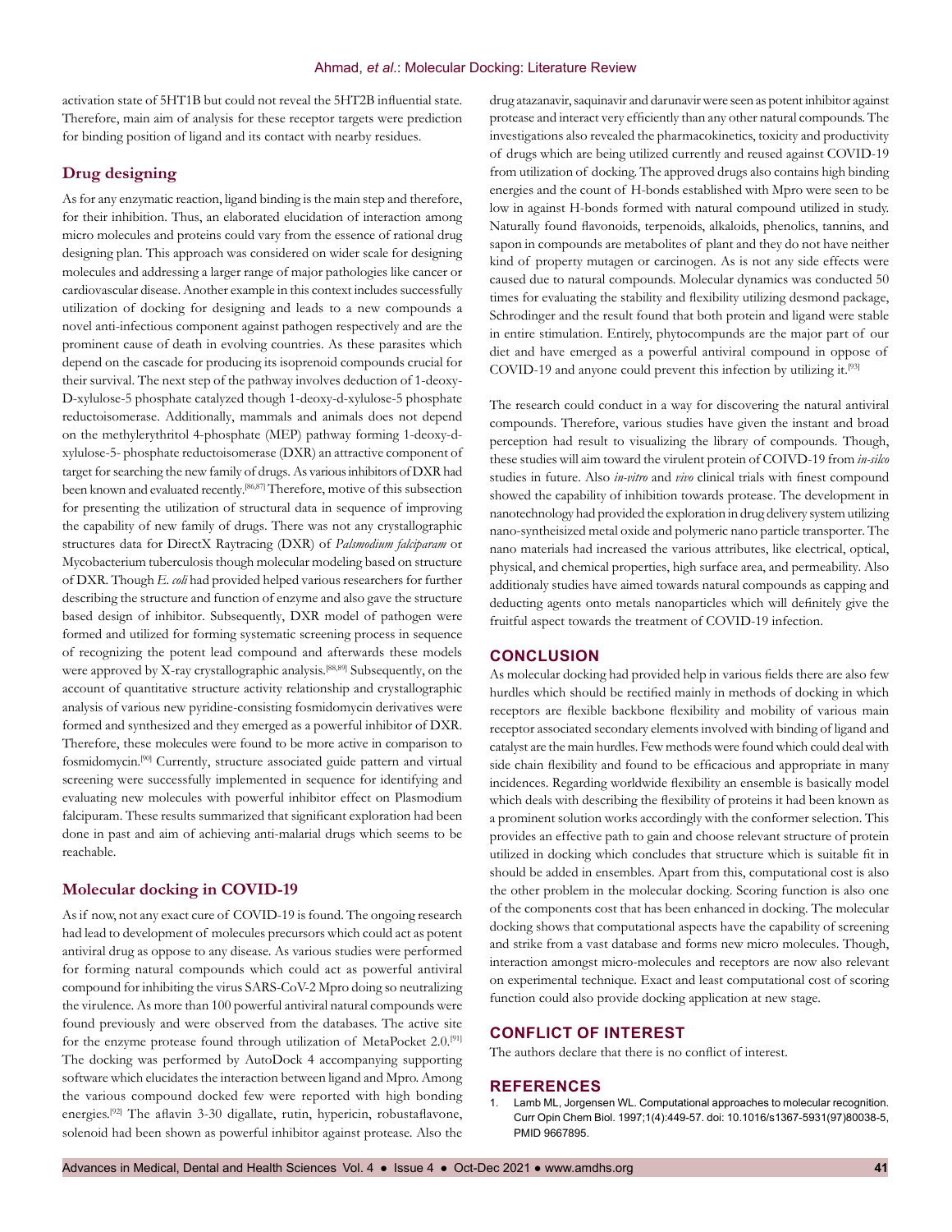activation state of 5HT1B but could not reveal the 5HT2B influential state. Therefore, main aim of analysis for these receptor targets were prediction for binding position of ligand and its contact with nearby residues.

### Drug designing

As for any enzymatic reaction, ligand binding is the main step and therefore, for their inhibition. Thus, an elaborated elucidation of interaction among micro molecules and proteins could vary from the essence of rational drug designing plan. This approach was considered on wider scale for designing molecules and addressing a larger range of major pathologies like cancer or cardiovascular disease. Another example in this context includes successfully utilization of docking for designing and leads to a new compounds a novel anti-infectious component against pathogen respectively and are the prominent cause of death in evolving countries. As these parasites which depend on the cascade for producing its isoprenoid compounds crucial for their survival. The next step of the pathway involves deduction of 1-deoxy-D-xylulose-5 phosphate catalyzed though 1-deoxy-d-xylulose-5 phosphate reductoisomerase. Additionally, mammals and animals does not depend on the methylerythritol 4-phosphate (MEP) pathway forming 1-deoxy-d-xylulose-5- phosphate reductoisomerase (DXR) an attractive component of target for searching the new family of drugs. As various inhibitors of DXR had been known and evaluated recently.[86,87] Therefore, motive of this subsection for presenting the utilization of structural data in sequence of improving the capability of new family of drugs. There was not any crystallographic structures data for DirectX Raytracing (DXR) of *Palsmodium falciparam* or Mycobacterium tuberculosis though molecular modeling based on structure of DXR. Though *E. coli* had provided helped various researchers for further describing the structure and function of enzyme and also gave the structure based design of inhibitor. Subsequently, DXR model of pathogen were formed and utilized for forming systematic screening process in sequence of recognizing the potent lead compound and afterwards these models were approved by X-ray crystallographic analysis.[88,89] Subsequently, on the account of quantitative structure activity relationship and crystallographic analysis of various new pyridine-consisting fosmidomycin derivatives were formed and synthesized and they emerged as a powerful inhibitor of DXR. Therefore, these molecules were found to be more active in comparison to fosmidomycin.[90] Currently, structure associated guide pattern and virtual screening were successfully implemented in sequence for identifying and evaluating new molecules with powerful inhibitor effect on Plasmodium falcipuram. These results summarized that significant exploration had been done in past and aim of achieving anti-malarial drugs which seems to be reachable.

### Molecular docking in COVID-19

As if now, not any exact cure of COVID-19 is found. The ongoing research had lead to development of molecules precursors which could act as potent antiviral drug as oppose to any disease. As various studies were performed for forming natural compounds which could act as powerful antiviral compound for inhibiting the virus SARS-CoV-2 Mpro doing so neutralizing the virulence. As more than 100 powerful antiviral natural compounds were found previously and were observed from the databases. The active site for the enzyme protease found through utilization of MetaPocket 2.0.[91] The docking was performed by AutoDock 4 accompanying supporting software which elucidates the interaction between ligand and Mpro. Among the various compound docked few were reported with high bonding energies.[92] The aflavin 3-30 digallate, rutin, hypericin, robustaflavone, solenoid had been shown as powerful inhibitor against protease. Also the drug atazanavir, saquinavir and darunavir were seen as potent inhibitor against protease and interact very efficiently than any other natural compounds. The investigations also revealed the pharmacokinetics, toxicity and productivity of drugs which are being utilized currently and reused against COVID-19 from utilization of docking. The approved drugs also contains high binding energies and the count of H-bonds established with Mpro were seen to be low in against H-bonds formed with natural compound utilized in study. Naturally found flavonoids, terpenoids, alkaloids, phenolics, tannins, and sapon in compounds are metabolites of plant and they do not have neither kind of property mutagen or carcinogen. As is not any side effects were caused due to natural compounds. Molecular dynamics was conducted 50 times for evaluating the stability and flexibility utilizing desmond package, Schrodinger and the result found that both protein and ligand were stable in entire stimulation. Entirely, phytocompunds are the major part of our diet and have emerged as a powerful antiviral compound in oppose of COVID-19 and anyone could prevent this infection by utilizing it.[93]

The research could conduct in a way for discovering the natural antiviral compounds. Therefore, various studies have given the instant and broad perception had result to visualizing the library of compounds. Though, these studies will aim toward the virulent protein of COIVD-19 from *in-silco* studies in future. Also *in-vitro* and *vivo* clinical trials with finest compound showed the capability of inhibition towards protease. The development in nanotechnology had provided the exploration in drug delivery system utilizing nano-syntheisized metal oxide and polymeric nano particle transporter. The nano materials had increased the various attributes, like electrical, optical, physical, and chemical properties, high surface area, and permeability. Also additionaly studies have aimed towards natural compounds as capping and deducting agents onto metals nanoparticles which will definitely give the fruitful aspect towards the treatment of COVID-19 infection.

## CONCLUSION

As molecular docking had provided help in various fields there are also few hurdles which should be rectified mainly in methods of docking in which receptors are flexible backbone flexibility and mobility of various main receptor associated secondary elements involved with binding of ligand and catalyst are the main hurdles. Few methods were found which could deal with side chain flexibility and found to be efficacious and appropriate in many incidences. Regarding worldwide flexibility an ensemble is basically model which deals with describing the flexibility of proteins it had been known as a prominent solution works accordingly with the conformer selection. This provides an effective path to gain and choose relevant structure of protein utilized in docking which concludes that structure which is suitable fit in should be added in ensembles. Apart from this, computational cost is also the other problem in the molecular docking. Scoring function is also one of the components cost that has been enhanced in docking. The molecular docking shows that computational aspects have the capability of screening and strike from a vast database and forms new micro molecules. Though, interaction amongst micro-molecules and receptors are now also relevant on experimental technique. Exact and least computational cost of scoring function could also provide docking application at new stage.

## CONFLICT OF INTEREST

The authors declare that there is no conflict of interest.

## REFERENCES

1. Lamb ML, Jorgensen WL. Computational approaches to molecular recognition. Curr Opin Chem Biol. 1997;1(4):449-57. doi: 10.1016/s1367-5931(97)80038-5, PMID 9667895.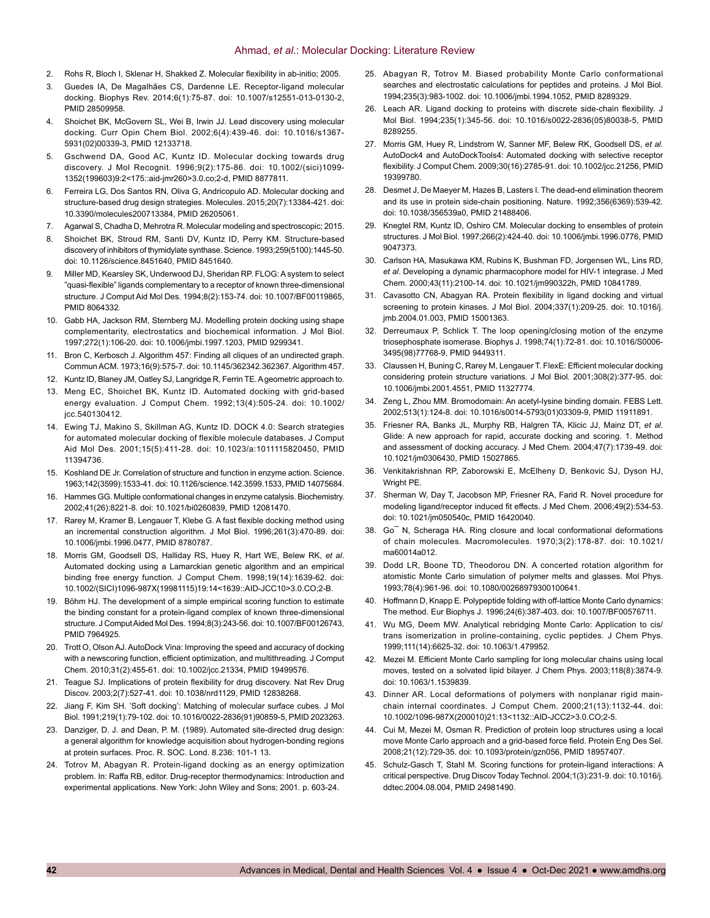2. Rohs R, Bloch I, Sklenar H, Shakked Z. Molecular flexibility in ab-initio; 2005.
3. Guedes IA, De Magalhães CS, Dardenne LE. Receptor-ligand molecular docking. Biophys Rev. 2014;6(1):75-87. doi: 10.1007/s12551-013-0130-2, PMID 28509958.
4. Shoichet BK, McGovern SL, Wei B, Irwin JJ. Lead discovery using molecular docking. Curr Opin Chem Biol. 2002;6(4):439-46. doi: 10.1016/s1367-5931(02)00339-3, PMID 12133718.
5. Gschwend DA, Good AC, Kuntz ID. Molecular docking towards drug discovery. J Mol Recognit. 1996;9(2):175-86. doi: 10.1002/(sici)1099-1352(199603)9:2<175::aid-jmr260>3.0.co;2-d, PMID 8877811.
6. Ferreira LG, Dos Santos RN, Oliva G, Andricopulo AD. Molecular docking and structure-based drug design strategies. Molecules. 2015;20(7):13384-421. doi: 10.3390/molecules200713384, PMID 26205061.
7. Agarwal S, Chadha D, Mehrotra R. Molecular modeling and spectroscopic; 2015.
8. Shoichet BK, Stroud RM, Santi DV, Kuntz ID, Perry KM. Structure-based discovery of inhibitors of thymidylate synthase. Science. 1993;259(5100):1445-50. doi: 10.1126/science.8451640, PMID 8451640.
9. Miller MD, Kearsley SK, Underwood DJ, Sheridan RP. FLOG: A system to select "quasi-flexible" ligands complementary to a receptor of known three-dimensional structure. J Comput Aid Mol Des. 1994;8(2):153-74. doi: 10.1007/BF00119865, PMID 8064332.
10. Gabb HA, Jackson RM, Sternberg MJ. Modelling protein docking using shape complementarity, electrostatics and biochemical information. J Mol Biol. 1997;272(1):106-20. doi: 10.1006/jmbi.1997.1203, PMID 9299341.
11. Bron C, Kerbosch J. Algorithm 457: Finding all cliques of an undirected graph. Commun ACM. 1973;16(9):575-7. doi: 10.1145/362342.362367. Algorithm 457.
12. Kuntz ID, Blaney JM, Oatley SJ, Langridge R, Ferrin TE. A geometric approach to.
13. Meng EC, Shoichet BK, Kuntz ID. Automated docking with grid-based energy evaluation. J Comput Chem. 1992;13(4):505-24. doi: 10.1002/jcc.540130412.
14. Ewing TJ, Makino S, Skillman AG, Kuntz ID. DOCK 4.0: Search strategies for automated molecular docking of flexible molecule databases. J Comput Aid Mol Des. 2001;15(5):411-28. doi: 10.1023/a:1011115820450, PMID 11394736.
15. Koshland DE Jr. Correlation of structure and function in enzyme action. Science. 1963;142(3599):1533-41. doi: 10.1126/science.142.3599.1533, PMID 14075684.
16. Hammes GG. Multiple conformational changes in enzyme catalysis. Biochemistry. 2002;41(26):8221-8. doi: 10.1021/bi0260839, PMID 12081470.
17. Rarey M, Kramer B, Lengauer T, Klebe G. A fast flexible docking method using an incremental construction algorithm. J Mol Biol. 1996;261(3):470-89. doi: 10.1006/jmbi.1996.0477, PMID 8780787.
18. Morris GM, Goodsell DS, Halliday RS, Huey R, Hart WE, Belew RK, *et al*. Automated docking using a Lamarckian genetic algorithm and an empirical binding free energy function. J Comput Chem. 1998;19(14):1639-62. doi: 10.1002/(SICI)1096-987X(19981115)19:14<1639::AID-JCC10>3.0.CO;2-B.
19. Böhm HJ. The development of a simple empirical scoring function to estimate the binding constant for a protein-ligand complex of known three-dimensional structure. J Comput Aided Mol Des. 1994;8(3):243-56. doi: 10.1007/BF00126743, PMID 7964925.
20. Trott O, Olson AJ. AutoDock Vina: Improving the speed and accuracy of docking with a newscoring function, efficient optimization, and multithreading. J Comput Chem. 2010;31(2):455-61. doi: 10.1002/jcc.21334, PMID 19499576.
21. Teague SJ. Implications of protein flexibility for drug discovery. Nat Rev Drug Discov. 2003;2(7):527-41. doi: 10.1038/nrd1129, PMID 12838268.
22. Jiang F, Kim SH. 'Soft docking': Matching of molecular surface cubes. J Mol Biol. 1991;219(1):79-102. doi: 10.1016/0022-2836(91)90859-5, PMID 2023263.
23. Danziger, D. J. and Dean, P. M. (1989). Automated site-directed drug design: a general algorithm for knowledge acquisition about hydrogen-bonding regions at protein surfaces. Proc. R. SOC. Lond. 8.236: 101-1 13.
24. Totrov M, Abagyan R. Protein-ligand docking as an energy optimization problem. In: Raffa RB, editor. Drug-receptor thermodynamics: Introduction and experimental applications. New York: John Wiley and Sons; 2001. p. 603-24.
25. Abagyan R, Totrov M. Biased probability Monte Carlo conformational searches and electrostatic calculations for peptides and proteins. J Mol Biol. 1994;235(3):983-1002. doi: 10.1006/jmbi.1994.1052, PMID 8289329.
26. Leach AR. Ligand docking to proteins with discrete side-chain flexibility. J Mol Biol. 1994;235(1):345-56. doi: 10.1016/s0022-2836(05)80038-5, PMID 8289255.
27. Morris GM, Huey R, Lindstrom W, Sanner MF, Belew RK, Goodsell DS, *et al*. AutoDock4 and AutoDockTools4: Automated docking with selective receptor flexibility. J Comput Chem. 2009;30(16):2785-91. doi: 10.1002/jcc.21256, PMID 19399780.
28. Desmet J, De Maeyer M, Hazes B, Lasters I. The dead-end elimination theorem and its use in protein side-chain positioning. Nature. 1992;356(6369):539-42. doi: 10.1038/356539a0, PMID 21488406.
29. Knegtel RM, Kuntz ID, Oshiro CM. Molecular docking to ensembles of protein structures. J Mol Biol. 1997;266(2):424-40. doi: 10.1006/jmbi.1996.0776, PMID 9047373.
30. Carlson HA, Masukawa KM, Rubins K, Bushman FD, Jorgensen WL, Lins RD, *et al*. Developing a dynamic pharmacophore model for HIV-1 integrase. J Med Chem. 2000;43(11):2100-14. doi: 10.1021/jm990322h, PMID 10841789.
31. Cavasotto CN, Abagyan RA. Protein flexibility in ligand docking and virtual screening to protein kinases. J Mol Biol. 2004;337(1):209-25. doi: 10.1016/j.jmb.2004.01.003, PMID 15001363.
32. Derreumaux P, Schlick T. The loop opening/closing motion of the enzyme triosephosphate isomerase. Biophys J. 1998;74(1):72-81. doi: 10.1016/S0006-3495(98)77768-9, PMID 9449311.
33. Claussen H, Buning C, Rarey M, Lengauer T. FlexE: Efficient molecular docking considering protein structure variations. J Mol Biol. 2001;308(2):377-95. doi: 10.1006/jmbi.2001.4551, PMID 11327774.
34. Zeng L, Zhou MM. Bromodomain: An acetyl-lysine binding domain. FEBS Lett. 2002;513(1):124-8. doi: 10.1016/s0014-5793(01)03309-9, PMID 11911891.
35. Friesner RA, Banks JL, Murphy RB, Halgren TA, Klicic JJ, Mainz DT, *et al*. Glide: A new approach for rapid, accurate docking and scoring. 1. Method and assessment of docking accuracy. J Med Chem. 2004;47(7):1739-49. doi: 10.1021/jm0306430, PMID 15027865.
36. Venkitakrishnan RP, Zaborowski E, McElheny D, Benkovic SJ, Dyson HJ, Wright PE.
37. Sherman W, Day T, Jacobson MP, Friesner RA, Farid R. Novel procedure for modeling ligand/receptor induced fit effects. J Med Chem. 2006;49(2):534-53. doi: 10.1021/jm050540c, PMID 16420040.
38. Go¯ N, Scheraga HA. Ring closure and local conformational deformations of chain molecules. Macromolecules. 1970;3(2):178-87. doi: 10.1021/ma60014a012.
39. Dodd LR, Boone TD, Theodorou DN. A concerted rotation algorithm for atomistic Monte Carlo simulation of polymer melts and glasses. Mol Phys. 1993;78(4):961-96. doi: 10.1080/00268979300100641.
40. Hoffmann D, Knapp E. Polypeptide folding with off-lattice Monte Carlo dynamics: The method. Eur Biophys J. 1996;24(6):387-403. doi: 10.1007/BF00576711.
41. Wu MG, Deem MW. Analytical rebridging Monte Carlo: Application to cis/trans isomerization in proline-containing, cyclic peptides. J Chem Phys. 1999;111(14):6625-32. doi: 10.1063/1.479952.
42. Mezei M. Efficient Monte Carlo sampling for long molecular chains using local moves, tested on a solvated lipid bilayer. J Chem Phys. 2003;118(8):3874-9. doi: 10.1063/1.1539839.
43. Dinner AR. Local deformations of polymers with nonplanar rigid main-chain internal coordinates. J Comput Chem. 2000;21(13):1132-44. doi: 10.1002/1096-987X(200010)21:13<1132::AID-JCC2>3.0.CO;2-5.
44. Cui M, Mezei M, Osman R. Prediction of protein loop structures using a local move Monte Carlo approach and a grid-based force field. Protein Eng Des Sel. 2008;21(12):729-35. doi: 10.1093/protein/gzn056, PMID 18957407.
45. Schulz-Gasch T, Stahl M. Scoring functions for protein-ligand interactions: A critical perspective. Drug Discov Today Technol. 2004;1(3):231-9. doi: 10.1016/j.ddtec.2004.08.004, PMID 24981490.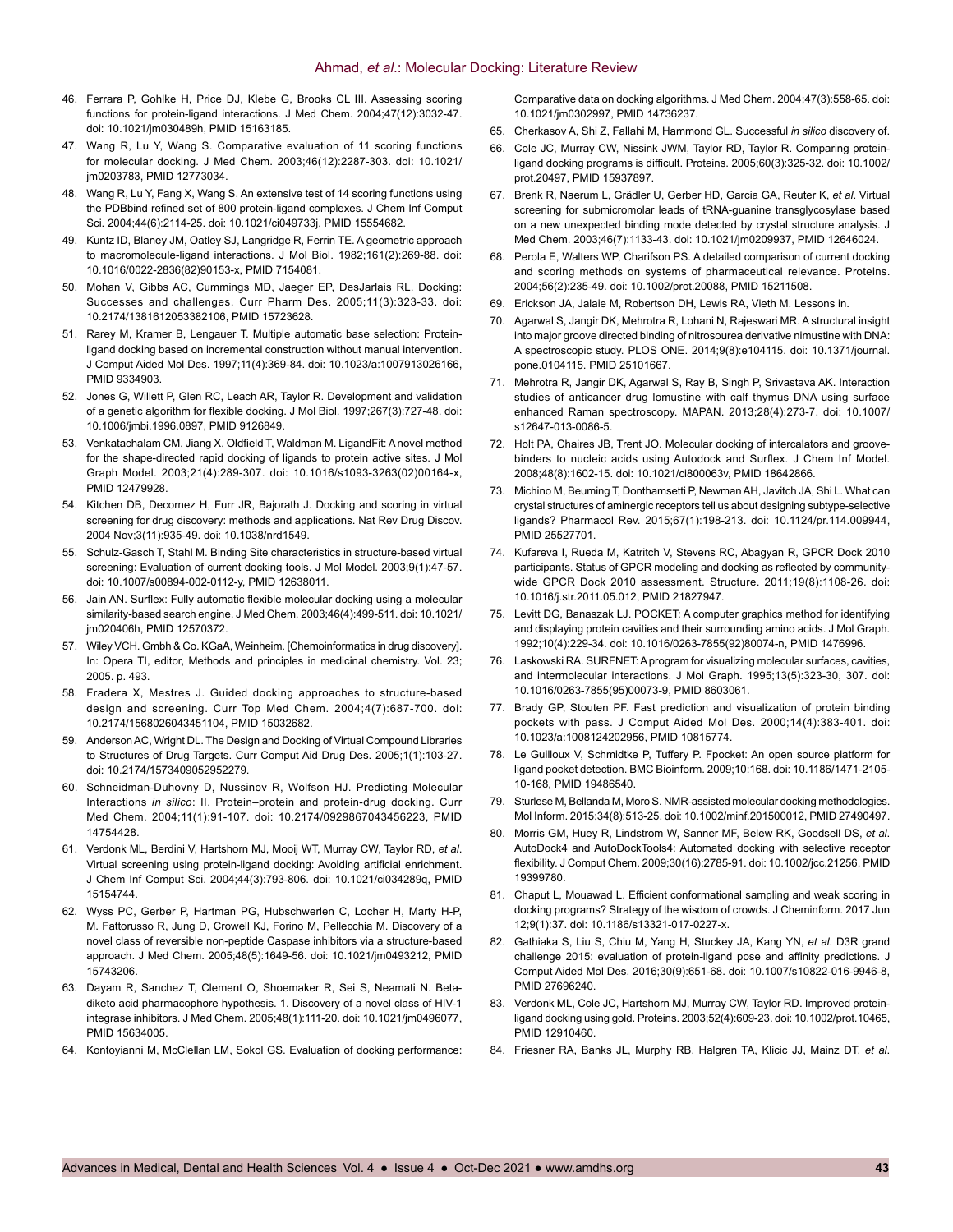46. Ferrara P, Gohlke H, Price DJ, Klebe G, Brooks CL III. Assessing scoring functions for protein-ligand interactions. J Med Chem. 2004;47(12):3032-47. doi: 10.1021/jm030489h, PMID 15163185.
47. Wang R, Lu Y, Wang S. Comparative evaluation of 11 scoring functions for molecular docking. J Med Chem. 2003;46(12):2287-303. doi: 10.1021/jm0203783, PMID 12773034.
48. Wang R, Lu Y, Fang X, Wang S. An extensive test of 14 scoring functions using the PDBbind refined set of 800 protein-ligand complexes. J Chem Inf Comput Sci. 2004;44(6):2114-25. doi: 10.1021/ci049733j, PMID 15554682.
49. Kuntz ID, Blaney JM, Oatley SJ, Langridge R, Ferrin TE. A geometric approach to macromolecule-ligand interactions. J Mol Biol. 1982;161(2):269-88. doi: 10.1016/0022-2836(82)90153-x, PMID 7154081.
50. Mohan V, Gibbs AC, Cummings MD, Jaeger EP, DesJarlais RL. Docking: Successes and challenges. Curr Pharm Des. 2005;11(3):323-33. doi: 10.2174/1381612053382106, PMID 15723628.
51. Rarey M, Kramer B, Lengauer T. Multiple automatic base selection: Protein-ligand docking based on incremental construction without manual intervention. J Comput Aided Mol Des. 1997;11(4):369-84. doi: 10.1023/a:1007913026166, PMID 9334903.
52. Jones G, Willett P, Glen RC, Leach AR, Taylor R. Development and validation of a genetic algorithm for flexible docking. J Mol Biol. 1997;267(3):727-48. doi: 10.1006/jmbi.1996.0897, PMID 9126849.
53. Venkatachalam CM, Jiang X, Oldfield T, Waldman M. LigandFit: A novel method for the shape-directed rapid docking of ligands to protein active sites. J Mol Graph Model. 2003;21(4):289-307. doi: 10.1016/s1093-3263(02)00164-x, PMID 12479928.
54. Kitchen DB, Decornez H, Furr JR, Bajorath J. Docking and scoring in virtual screening for drug discovery: methods and applications. Nat Rev Drug Discov. 2004 Nov;3(11):935-49. doi: 10.1038/nrd1549.
55. Schulz-Gasch T, Stahl M. Binding Site characteristics in structure-based virtual screening: Evaluation of current docking tools. J Mol Model. 2003;9(1):47-57. doi: 10.1007/s00894-002-0112-y, PMID 12638011.
56. Jain AN. Surflex: Fully automatic flexible molecular docking using a molecular similarity-based search engine. J Med Chem. 2003;46(4):499-511. doi: 10.1021/jm020406h, PMID 12570372.
57. Wiley VCH. Gmbh & Co. KGaA, Weinheim. [Chemoinformatics in drug discovery]. In: Opera TI, editor, Methods and principles in medicinal chemistry. Vol. 23; 2005. p. 493.
58. Fradera X, Mestres J. Guided docking approaches to structure-based design and screening. Curr Top Med Chem. 2004;4(7):687-700. doi: 10.2174/1568026043451104, PMID 15032682.
59. Anderson AC, Wright DL. The Design and Docking of Virtual Compound Libraries to Structures of Drug Targets. Curr Comput Aid Drug Des. 2005;1(1):103-27. doi: 10.2174/1573409052952279.
60. Schneidman-Duhovny D, Nussinov R, Wolfson HJ. Predicting Molecular Interactions *in silico*: II. Protein–protein and protein-drug docking. Curr Med Chem. 2004;11(1):91-107. doi: 10.2174/0929867043456223, PMID 14754428.
61. Verdonk ML, Berdini V, Hartshorn MJ, Mooij WT, Murray CW, Taylor RD, *et al*. Virtual screening using protein-ligand docking: Avoiding artificial enrichment. J Chem Inf Comput Sci. 2004;44(3):793-806. doi: 10.1021/ci034289q, PMID 15154744.
62. Wyss PC, Gerber P, Hartman PG, Hubschwerlen C, Locher H, Marty H-P, M. Fattorusso R, Jung D, Crowell KJ, Forino M, Pellecchia M. Discovery of a novel class of reversible non-peptide Caspase inhibitors via a structure-based approach. J Med Chem. 2005;48(5):1649-56. doi: 10.1021/jm0493212, PMID 15743206.
63. Dayam R, Sanchez T, Clement O, Shoemaker R, Sei S, Neamati N. Beta-diketo acid pharmacophore hypothesis. 1. Discovery of a novel class of HIV-1 integrase inhibitors. J Med Chem. 2005;48(1):111-20. doi: 10.1021/jm0496077, PMID 15634005.
64. Kontoyianni M, McClellan LM, Sokol GS. Evaluation of docking performance: Comparative data on docking algorithms. J Med Chem. 2004;47(3):558-65. doi: 10.1021/jm0302997, PMID 14736237.
65. Cherkasov A, Shi Z, Fallahi M, Hammond GL. Successful *in silico* discovery of.
66. Cole JC, Murray CW, Nissink JWM, Taylor RD, Taylor R. Comparing protein-ligand docking programs is difficult. Proteins. 2005;60(3):325-32. doi: 10.1002/prot.20497, PMID 15937897.
67. Brenk R, Naerum L, Grädler U, Gerber HD, Garcia GA, Reuter K, *et al*. Virtual screening for submicromolar leads of tRNA-guanine transglycosylase based on a new unexpected binding mode detected by crystal structure analysis. J Med Chem. 2003;46(7):1133-43. doi: 10.1021/jm0209937, PMID 12646024.
68. Perola E, Walters WP, Charifson PS. A detailed comparison of current docking and scoring methods on systems of pharmaceutical relevance. Proteins. 2004;56(2):235-49. doi: 10.1002/prot.20088, PMID 15211508.
69. Erickson JA, Jalaie M, Robertson DH, Lewis RA, Vieth M. Lessons in.
70. Agarwal S, Jangir DK, Mehrotra R, Lohani N, Rajeswari MR. A structural insight into major groove directed binding of nitrosourea derivative nimustine with DNA: A spectroscopic study. PLOS ONE. 2014;9(8):e104115. doi: 10.1371/journal.pone.0104115. PMID 25101667.
71. Mehrotra R, Jangir DK, Agarwal S, Ray B, Singh P, Srivastava AK. Interaction studies of anticancer drug lomustine with calf thymus DNA using surface enhanced Raman spectroscopy. MAPAN. 2013;28(4):273-7. doi: 10.1007/s12647-013-0086-5.
72. Holt PA, Chaires JB, Trent JO. Molecular docking of intercalators and groove-binders to nucleic acids using Autodock and Surflex. J Chem Inf Model. 2008;48(8):1602-15. doi: 10.1021/ci800063v, PMID 18642866.
73. Michino M, Beuming T, Donthamsetti P, Newman AH, Javitch JA, Shi L. What can crystal structures of aminergic receptors tell us about designing subtype-selective ligands? Pharmacol Rev. 2015;67(1):198-213. doi: 10.1124/pr.114.009944, PMID 25527701.
74. Kufareva I, Rueda M, Katritch V, Stevens RC, Abagyan R, GPCR Dock 2010 participants. Status of GPCR modeling and docking as reflected by community-wide GPCR Dock 2010 assessment. Structure. 2011;19(8):1108-26. doi: 10.1016/j.str.2011.05.012, PMID 21827947.
75. Levitt DG, Banaszak LJ. POCKET: A computer graphics method for identifying and displaying protein cavities and their surrounding amino acids. J Mol Graph. 1992;10(4):229-34. doi: 10.1016/0263-7855(92)80074-n, PMID 1476996.
76. Laskowski RA. SURFNET: A program for visualizing molecular surfaces, cavities, and intermolecular interactions. J Mol Graph. 1995;13(5):323-30, 307. doi: 10.1016/0263-7855(95)00073-9, PMID 8603061.
77. Brady GP, Stouten PF. Fast prediction and visualization of protein binding pockets with pass. J Comput Aided Mol Des. 2000;14(4):383-401. doi: 10.1023/a:1008124202956, PMID 10815774.
78. Le Guilloux V, Schmidtke P, Tuffery P. Fpocket: An open source platform for ligand pocket detection. BMC Bioinform. 2009;10:168. doi: 10.1186/1471-2105-10-168, PMID 19486540.
79. Sturlese M, Bellanda M, Moro S. NMR-assisted molecular docking methodologies. Mol Inform. 2015;34(8):513-25. doi: 10.1002/minf.201500012, PMID 27490497.
80. Morris GM, Huey R, Lindstrom W, Sanner MF, Belew RK, Goodsell DS, *et al*. AutoDock4 and AutoDockTools4: Automated docking with selective receptor flexibility. J Comput Chem. 2009;30(16):2785-91. doi: 10.1002/jcc.21256, PMID 19399780.
81. Chaput L, Mouawad L. Efficient conformational sampling and weak scoring in docking programs? Strategy of the wisdom of crowds. J Cheminform. 2017 Jun 12;9(1):37. doi: 10.1186/s13321-017-0227-x.
82. Gathiaka S, Liu S, Chiu M, Yang H, Stuckey JA, Kang YN, *et al*. D3R grand challenge 2015: evaluation of protein-ligand pose and affinity predictions. J Comput Aided Mol Des. 2016;30(9):651-68. doi: 10.1007/s10822-016-9946-8, PMID 27696240.
83. Verdonk ML, Cole JC, Hartshorn MJ, Murray CW, Taylor RD. Improved protein-ligand docking using gold. Proteins. 2003;52(4):609-23. doi: 10.1002/prot.10465, PMID 12910460.
84. Friesner RA, Banks JL, Murphy RB, Halgren TA, Klicic JJ, Mainz DT, *et al*.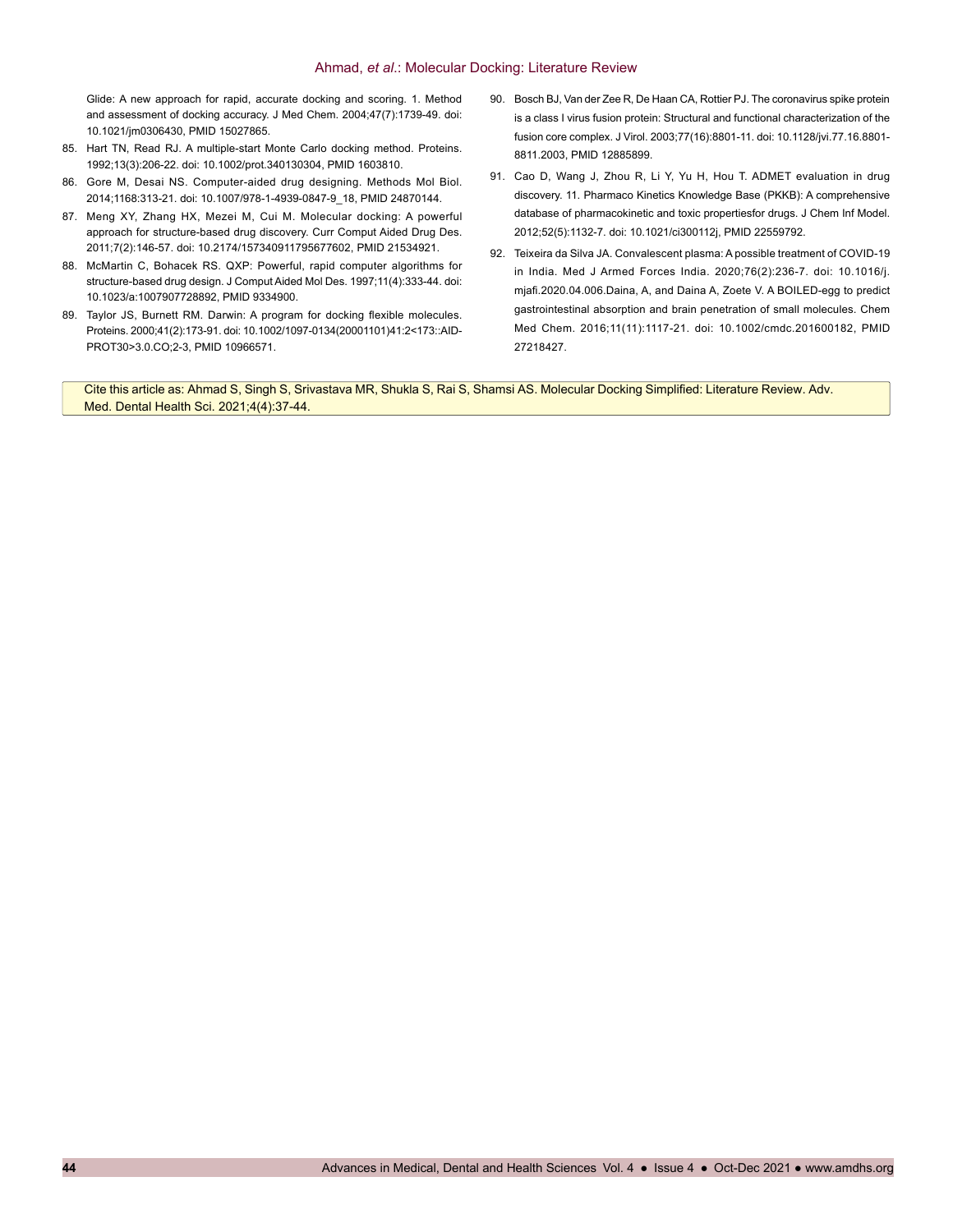Glide: A new approach for rapid, accurate docking and scoring. 1. Method and assessment of docking accuracy. J Med Chem. 2004;47(7):1739-49. doi: 10.1021/jm0306430, PMID 15027865.

85. Hart TN, Read RJ. A multiple-start Monte Carlo docking method. Proteins. 1992;13(3):206-22. doi: 10.1002/prot.340130304, PMID 1603810.
86. Gore M, Desai NS. Computer-aided drug designing. Methods Mol Biol. 2014;1168:313-21. doi: 10.1007/978-1-4939-0847-9_18, PMID 24870144.
87. Meng XY, Zhang HX, Mezei M, Cui M. Molecular docking: A powerful approach for structure-based drug discovery. Curr Comput Aided Drug Des. 2011;7(2):146-57. doi: 10.2174/157340911795677602, PMID 21534921.
88. McMartin C, Bohacek RS. QXP: Powerful, rapid computer algorithms for structure-based drug design. J Comput Aided Mol Des. 1997;11(4):333-44. doi: 10.1023/a:1007907728892, PMID 9334900.
89. Taylor JS, Burnett RM. Darwin: A program for docking flexible molecules. Proteins. 2000;41(2):173-91. doi: 10.1002/1097-0134(20001101)41:2<173::AID-PROT30>3.0.CO;2-3, PMID 10966571.
90. Bosch BJ, Van der Zee R, De Haan CA, Rottier PJ. The coronavirus spike protein is a class I virus fusion protein: Structural and functional characterization of the fusion core complex. J Virol. 2003;77(16):8801-11. doi: 10.1128/jvi.77.16.8801-8811.2003, PMID 12885899.
91. Cao D, Wang J, Zhou R, Li Y, Yu H, Hou T. ADMET evaluation in drug discovery. 11. Pharmaco Kinetics Knowledge Base (PKKB): A comprehensive database of pharmacokinetic and toxic propertiesfor drugs. J Chem Inf Model. 2012;52(5):1132-7. doi: 10.1021/ci300112j, PMID 22559792.
92. Teixeira da Silva JA. Convalescent plasma: A possible treatment of COVID-19 in India. Med J Armed Forces India. 2020;76(2):236-7. doi: 10.1016/j.mjafi.2020.04.006.Daina, A, and Daina A, Zoete V. A BOILED-egg to predict gastrointestinal absorption and brain penetration of small molecules. Chem Med Chem. 2016;11(11):1117-21. doi: 10.1002/cmdc.201600182, PMID 27218427.

Cite this article as: Ahmad S, Singh S, Srivastava MR, Shukla S, Rai S, Shamsi AS. Molecular Docking Simplified: Literature Review. Adv. Med. Dental Health Sci. 2021;4(4):37-44.